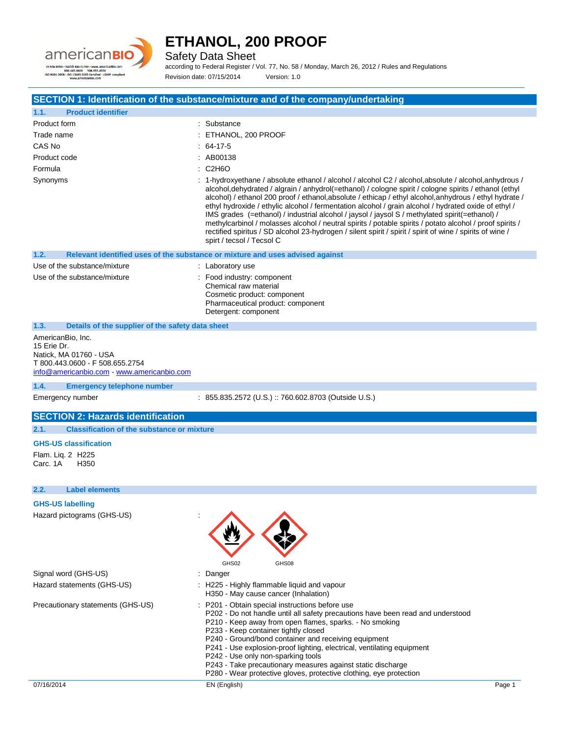# ETHANOL, 200 PROOF

Safety Data Sheet

according to Federal Register / Vol. 77, No. 58 / Monday, March 26, 2012 / Rules and Regulations

Revision date: 07/15/2014 Version: 1.0

## SECTION 1: Identification of the substance/mixture and of the company/undertaking

### 1.1. Product identifier

| | |
|---|---|
| Product form | : Substance |
| Trade name | : ETHANOL, 200 PROOF |
| CAS No | : 64-17-5 |
| Product code | : AB00138 |
| Formula | : C2H6O |
| Synonyms | : 1-hydroxyethane / absolute ethanol / alcohol / alcohol C2 / alcohol,absolute / alcohol,anhydrous / alcohol,dehydrated / algrain / anhydrol(=ethanol) / cologne spirit / cologne spirits / ethanol (ethyl alcohol) / ethanol 200 proof / ethanol,absolute / ethicap / ethyl alcohol,anhydrous / ethyl hydrate / ethyl hydroxide / ethylic alcohol / fermentation alcohol / grain alcohol / hydrated oxide of ethyl / IMS grades (=ethanol) / industrial alcohol / jaysol / jaysol S / methylated spirit(=ethanol) / methylcarbinol / molasses alcohol / neutral spirits / potable spirits / potato alcohol / proof spirits / rectified spiritus / SD alcohol 23-hydrogen / silent spirit / spirit / spirit of wine / spirits of wine / spirt / tecsol / Tecsol C |

### 1.2. Relevant identified uses of the substance or mixture and uses advised against

| | |
|---|---|
| Use of the substance/mixture | : Laboratory use |
| Use of the substance/mixture | : Food industry: component<br>Chemical raw material<br>Cosmetic product: component<br>Pharmaceutical product: component<br>Detergent: component |

### 1.3. Details of the supplier of the safety data sheet

AmericanBio, Inc.
15 Erie Dr.
Natick, MA 01760 - USA
T 800.443.0600 - F 508.655.2754
info@americanbio.com - www.americanbio.com

### 1.4. Emergency telephone number

| | |
|---|---|
| Emergency number | : 855.835.2572 (U.S.) :: 760.602.8703 (Outside U.S.) |

## SECTION 2: Hazards identification

### 2.1. Classification of the substance or mixture

**GHS-US classification**

Flam. Liq. 2 H225
Carc. 1A H350

### 2.2. Label elements

**GHS-US labelling**

| | |
|---|---|
| Hazard pictograms (GHS-US) | : GHS02 GHS08 |
| Signal word (GHS-US) | : Danger |
| Hazard statements (GHS-US) | : H225 - Highly flammable liquid and vapour<br>H350 - May cause cancer (Inhalation) |
| Precautionary statements (GHS-US) | : P201 - Obtain special instructions before use<br>P202 - Do not handle until all safety precautions have been read and understood<br>P210 - Keep away from open flames, sparks. - No smoking<br>P233 - Keep container tightly closed<br>P240 - Ground/bond container and receiving equipment<br>P241 - Use explosion-proof lighting, electrical, ventilating equipment<br>P242 - Use only non-sparking tools<br>P243 - Take precautionary measures against static discharge<br>P280 - Wear protective gloves, protective clothing, eye protection |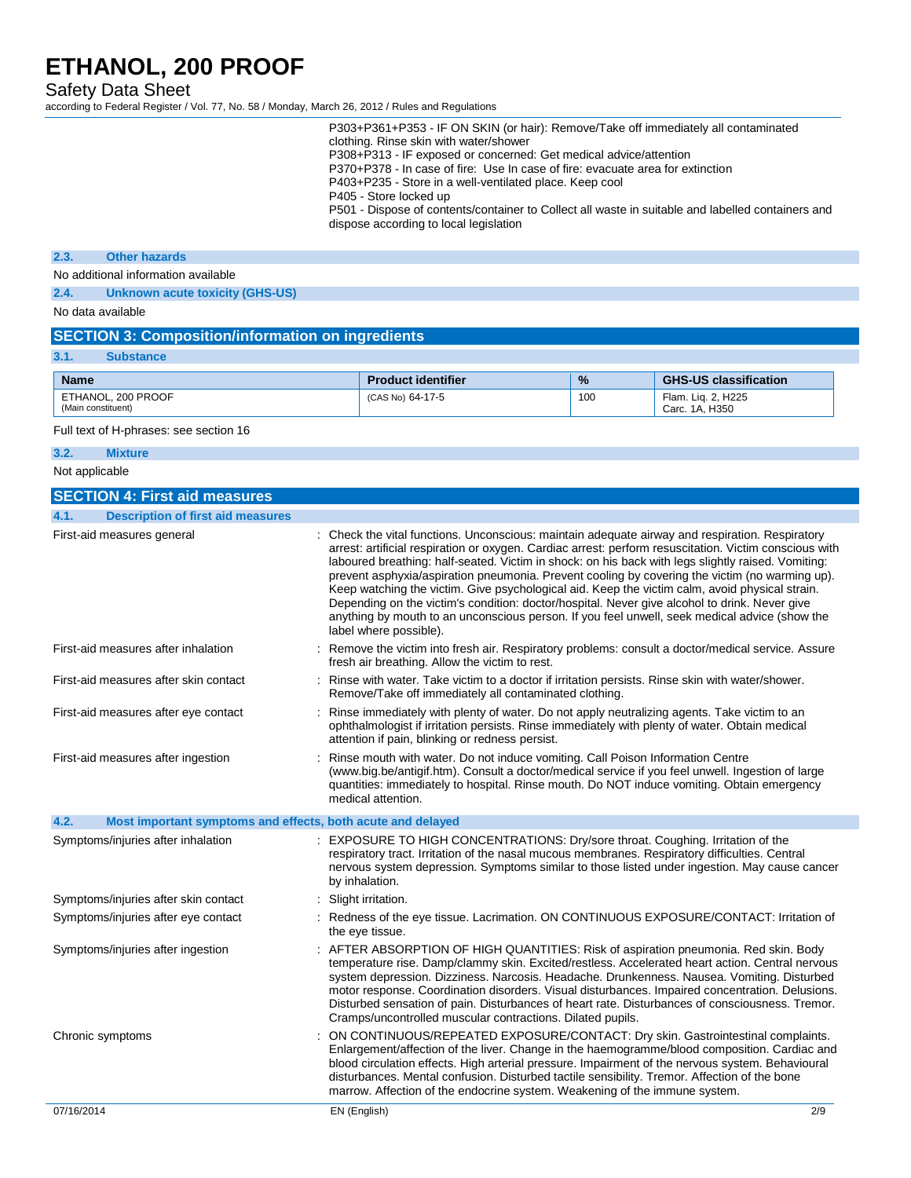P303+P361+P353 - IF ON SKIN (or hair): Remove/Take off immediately all contaminated clothing. Rinse skin with water/shower
P308+P313 - IF exposed or concerned: Get medical advice/attention
P370+P378 - In case of fire: Use In case of fire: evacuate area for extinction
P403+P235 - Store in a well-ventilated place. Keep cool
P405 - Store locked up
P501 - Dispose of contents/container to Collect all waste in suitable and labelled containers and dispose according to local legislation

### 2.3. Other hazards

No additional information available

### 2.4. Unknown acute toxicity (GHS-US)

No data available

## SECTION 3: Composition/information on ingredients

### 3.1. Substance

| Name | Product identifier | % | GHS-US classification |
|---|---|---|---|
| ETHANOL, 200 PROOF (Main constituent) | (CAS No) 64-17-5 | 100 | Flam. Liq. 2, H225<br>Carc. 1A, H350 |

Full text of H-phrases: see section 16

### 3.2. Mixture

Not applicable

## SECTION 4: First aid measures

### 4.1. Description of first aid measures

First-aid measures general : Check the vital functions. Unconscious: maintain adequate airway and respiration. Respiratory arrest: artificial respiration or oxygen. Cardiac arrest: perform resuscitation. Victim conscious with laboured breathing: half-seated. Victim in shock: on his back with legs slightly raised. Vomiting: prevent asphyxia/aspiration pneumonia. Prevent cooling by covering the victim (no warming up). Keep watching the victim. Give psychological aid. Keep the victim calm, avoid physical strain. Depending on the victim's condition: doctor/hospital. Never give alcohol to drink. Never give anything by mouth to an unconscious person. If you feel unwell, seek medical advice (show the label where possible).

First-aid measures after inhalation : Remove the victim into fresh air. Respiratory problems: consult a doctor/medical service. Assure fresh air breathing. Allow the victim to rest.

First-aid measures after skin contact : Rinse with water. Take victim to a doctor if irritation persists. Rinse skin with water/shower. Remove/Take off immediately all contaminated clothing.

First-aid measures after eye contact : Rinse immediately with plenty of water. Do not apply neutralizing agents. Take victim to an ophthalmologist if irritation persists. Rinse immediately with plenty of water. Obtain medical attention if pain, blinking or redness persist.

First-aid measures after ingestion : Rinse mouth with water. Do not induce vomiting. Call Poison Information Centre (www.big.be/antigif.htm). Consult a doctor/medical service if you feel unwell. Ingestion of large quantities: immediately to hospital. Rinse mouth. Do NOT induce vomiting. Obtain emergency medical attention.

### 4.2. Most important symptoms and effects, both acute and delayed

Symptoms/injuries after inhalation : EXPOSURE TO HIGH CONCENTRATIONS: Dry/sore throat. Coughing. Irritation of the respiratory tract. Irritation of the nasal mucous membranes. Respiratory difficulties. Central nervous system depression. Symptoms similar to those listed under ingestion. May cause cancer by inhalation.

Symptoms/injuries after skin contact : Slight irritation.

Symptoms/injuries after eye contact : Redness of the eye tissue. Lacrimation. ON CONTINUOUS EXPOSURE/CONTACT: Irritation of the eye tissue.

Symptoms/injuries after ingestion : AFTER ABSORPTION OF HIGH QUANTITIES: Risk of aspiration pneumonia. Red skin. Body temperature rise. Damp/clammy skin. Excited/restless. Accelerated heart action. Central nervous system depression. Dizziness. Narcosis. Headache. Drunkenness. Nausea. Vomiting. Disturbed motor response. Coordination disorders. Visual disturbances. Impaired concentration. Delusions. Disturbed sensation of pain. Disturbances of heart rate. Disturbances of consciousness. Tremor. Cramps/uncontrolled muscular contractions. Dilated pupils.

Chronic symptoms : ON CONTINUOUS/REPEATED EXPOSURE/CONTACT: Dry skin. Gastrointestinal complaints. Enlargement/affection of the liver. Change in the haemogramme/blood composition. Cardiac and blood circulation effects. High arterial pressure. Impairment of the nervous system. Behavioural disturbances. Mental confusion. Disturbed tactile sensibility. Tremor. Affection of the bone marrow. Affection of the endocrine system. Weakening of the immune system.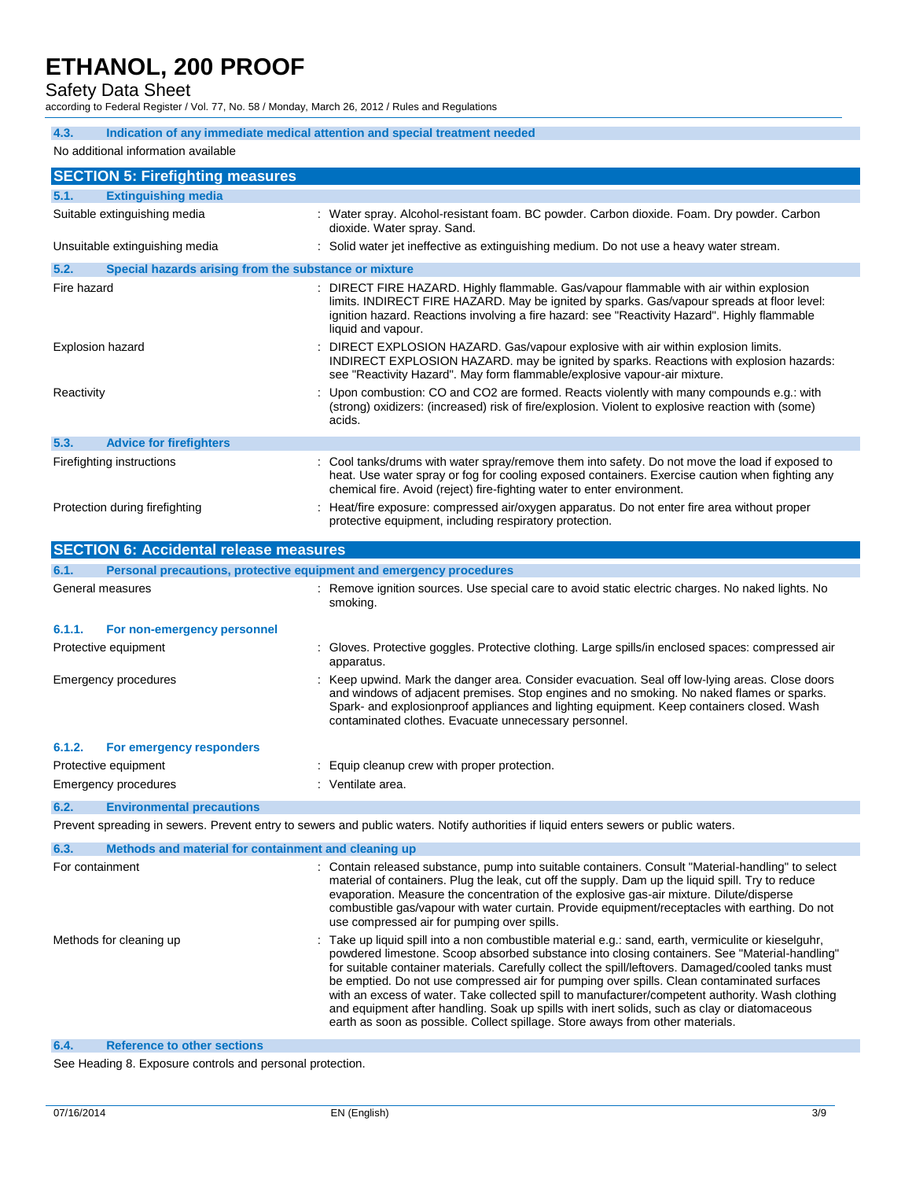### 4.3. Indication of any immediate medical attention and special treatment needed

No additional information available

## SECTION 5: Firefighting measures

### 5.1. Extinguishing media

| | |
|---|---|
| Suitable extinguishing media | : Water spray. Alcohol-resistant foam. BC powder. Carbon dioxide. Foam. Dry powder. Carbon dioxide. Water spray. Sand. |
| Unsuitable extinguishing media | : Solid water jet ineffective as extinguishing medium. Do not use a heavy water stream. |

### 5.2. Special hazards arising from the substance or mixture

| | |
|---|---|
| Fire hazard | : DIRECT FIRE HAZARD. Highly flammable. Gas/vapour flammable with air within explosion limits. INDIRECT FIRE HAZARD. May be ignited by sparks. Gas/vapour spreads at floor level: ignition hazard. Reactions involving a fire hazard: see "Reactivity Hazard". Highly flammable liquid and vapour. |
| Explosion hazard | : DIRECT EXPLOSION HAZARD. Gas/vapour explosive with air within explosion limits. INDIRECT EXPLOSION HAZARD. may be ignited by sparks. Reactions with explosion hazards: see "Reactivity Hazard". May form flammable/explosive vapour-air mixture. |
| Reactivity | : Upon combustion: CO and CO2 are formed. Reacts violently with many compounds e.g.: with (strong) oxidizers: (increased) risk of fire/explosion. Violent to explosive reaction with (some) acids. |

### 5.3. Advice for firefighters

| | |
|---|---|
| Firefighting instructions | : Cool tanks/drums with water spray/remove them into safety. Do not move the load if exposed to heat. Use water spray or fog for cooling exposed containers. Exercise caution when fighting any chemical fire. Avoid (reject) fire-fighting water to enter environment. |
| Protection during firefighting | : Heat/fire exposure: compressed air/oxygen apparatus. Do not enter fire area without proper protective equipment, including respiratory protection. |

## SECTION 6: Accidental release measures

### 6.1. Personal precautions, protective equipment and emergency procedures

| | |
|---|---|
| General measures | : Remove ignition sources. Use special care to avoid static electric charges. No naked lights. No smoking. |

#### 6.1.1. For non-emergency personnel

| | |
|---|---|
| Protective equipment | : Gloves. Protective goggles. Protective clothing. Large spills/in enclosed spaces: compressed air apparatus. |
| Emergency procedures | : Keep upwind. Mark the danger area. Consider evacuation. Seal off low-lying areas. Close doors and windows of adjacent premises. Stop engines and no smoking. No naked flames or sparks. Spark- and explosionproof appliances and lighting equipment. Keep containers closed. Wash contaminated clothes. Evacuate unnecessary personnel. |

#### 6.1.2. For emergency responders

| | |
|---|---|
| Protective equipment | : Equip cleanup crew with proper protection. |
| Emergency procedures | : Ventilate area. |

### 6.2. Environmental precautions

Prevent spreading in sewers. Prevent entry to sewers and public waters. Notify authorities if liquid enters sewers or public waters.

### 6.3. Methods and material for containment and cleaning up

| | |
|---|---|
| For containment | : Contain released substance, pump into suitable containers. Consult "Material-handling" to select material of containers. Plug the leak, cut off the supply. Dam up the liquid spill. Try to reduce evaporation. Measure the concentration of the explosive gas-air mixture. Dilute/disperse combustible gas/vapour with water curtain. Provide equipment/receptacles with earthing. Do not use compressed air for pumping over spills. |
| Methods for cleaning up | : Take up liquid spill into a non combustible material e.g.: sand, earth, vermiculite or kieselguhr, powdered limestone. Scoop absorbed substance into closing containers. See "Material-handling" for suitable container materials. Carefully collect the spill/leftovers. Damaged/cooled tanks must be emptied. Do not use compressed air for pumping over spills. Clean contaminated surfaces with an excess of water. Take collected spill to manufacturer/competent authority. Wash clothing and equipment after handling. Soak up spills with inert solids, such as clay or diatomaceous earth as soon as possible. Collect spillage. Store aways from other materials. |

### 6.4. Reference to other sections

See Heading 8. Exposure controls and personal protection.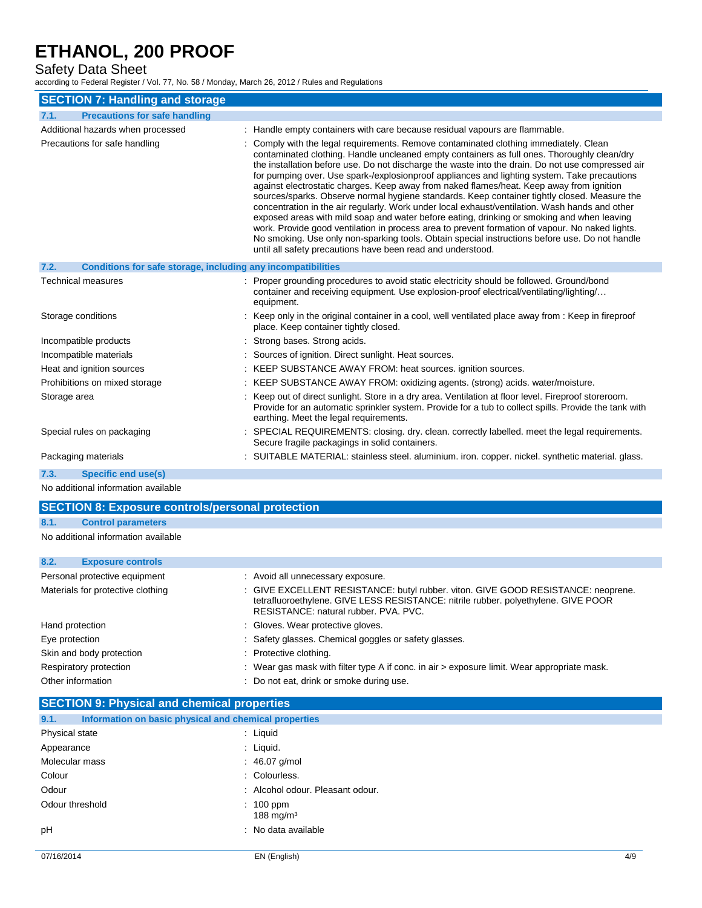## SECTION 7: Handling and storage

### 7.1. Precautions for safe handling

| | |
|---|---|
| Additional hazards when processed | : Handle empty containers with care because residual vapours are flammable. |
| Precautions for safe handling | : Comply with the legal requirements. Remove contaminated clothing immediately. Clean contaminated clothing. Handle uncleaned empty containers as full ones. Thoroughly clean/dry the installation before use. Do not discharge the waste into the drain. Do not use compressed air for pumping over. Use spark-/explosionproof appliances and lighting system. Take precautions against electrostatic charges. Keep away from naked flames/heat. Keep away from ignition sources/sparks. Observe normal hygiene standards. Keep container tightly closed. Measure the concentration in the air regularly. Work under local exhaust/ventilation. Wash hands and other exposed areas with mild soap and water before eating, drinking or smoking and when leaving work. Provide good ventilation in process area to prevent formation of vapour. No naked lights. No smoking. Use only non-sparking tools. Obtain special instructions before use. Do not handle until all safety precautions have been read and understood. |

### 7.2. Conditions for safe storage, including any incompatibilities

| | |
|---|---|
| Technical measures | : Proper grounding procedures to avoid static electricity should be followed. Ground/bond container and receiving equipment. Use explosion-proof electrical/ventilating/lighting/… equipment. |
| Storage conditions | : Keep only in the original container in a cool, well ventilated place away from : Keep in fireproof place. Keep container tightly closed. |
| Incompatible products | : Strong bases. Strong acids. |
| Incompatible materials | : Sources of ignition. Direct sunlight. Heat sources. |
| Heat and ignition sources | : KEEP SUBSTANCE AWAY FROM: heat sources. ignition sources. |
| Prohibitions on mixed storage | : KEEP SUBSTANCE AWAY FROM: oxidizing agents. (strong) acids. water/moisture. |
| Storage area | : Keep out of direct sunlight. Store in a dry area. Ventilation at floor level. Fireproof storeroom. Provide for an automatic sprinkler system. Provide for a tub to collect spills. Provide the tank with earthing. Meet the legal requirements. |
| Special rules on packaging | : SPECIAL REQUIREMENTS: closing. dry. clean. correctly labelled. meet the legal requirements. Secure fragile packagings in solid containers. |
| Packaging materials | : SUITABLE MATERIAL: stainless steel. aluminium. iron. copper. nickel. synthetic material. glass. |

### 7.3. Specific end use(s)

No additional information available

## SECTION 8: Exposure controls/personal protection

### 8.1. Control parameters

No additional information available

### 8.2. Exposure controls

| | |
|---|---|
| Personal protective equipment | : Avoid all unnecessary exposure. |
| Materials for protective clothing | : GIVE EXCELLENT RESISTANCE: butyl rubber. viton. GIVE GOOD RESISTANCE: neoprene. tetrafluoroethylene. GIVE LESS RESISTANCE: nitrile rubber. polyethylene. GIVE POOR RESISTANCE: natural rubber. PVA. PVC. |
| Hand protection | : Gloves. Wear protective gloves. |
| Eye protection | : Safety glasses. Chemical goggles or safety glasses. |
| Skin and body protection | : Protective clothing. |
| Respiratory protection | : Wear gas mask with filter type A if conc. in air > exposure limit. Wear appropriate mask. |
| Other information | : Do not eat, drink or smoke during use. |

## SECTION 9: Physical and chemical properties

### 9.1. Information on basic physical and chemical properties

| | |
|---|---|
| Physical state | : Liquid |
| Appearance | : Liquid. |
| Molecular mass | : 46.07 g/mol |
| Colour | : Colourless. |
| Odour | : Alcohol odour. Pleasant odour. |
| Odour threshold | : 100 ppm<br>188 mg/m³ |
| pH | : No data available |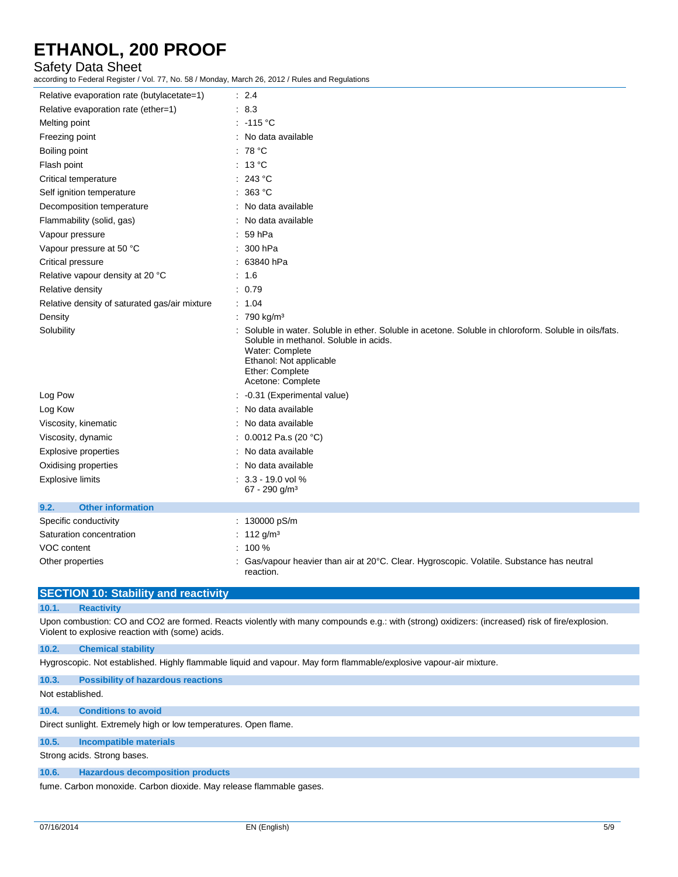| | |
|---|---|
| Relative evaporation rate (butylacetate=1) | : 2.4 |
| Relative evaporation rate (ether=1) | : 8.3 |
| Melting point | : -115 °C |
| Freezing point | : No data available |
| Boiling point | : 78 °C |
| Flash point | : 13 °C |
| Critical temperature | : 243 °C |
| Self ignition temperature | : 363 °C |
| Decomposition temperature | : No data available |
| Flammability (solid, gas) | : No data available |
| Vapour pressure | : 59 hPa |
| Vapour pressure at 50 °C | : 300 hPa |
| Critical pressure | : 63840 hPa |
| Relative vapour density at 20 °C | : 1.6 |
| Relative density | : 0.79 |
| Relative density of saturated gas/air mixture | : 1.04 |
| Density | : 790 kg/m³ |
| Solubility | : Soluble in water. Soluble in ether. Soluble in acetone. Soluble in chloroform. Soluble in oils/fats. Soluble in methanol. Soluble in acids.<br>Water: Complete<br>Ethanol: Not applicable<br>Ether: Complete<br>Acetone: Complete |
| Log Pow | : -0.31 (Experimental value) |
| Log Kow | : No data available |
| Viscosity, kinematic | : No data available |
| Viscosity, dynamic | : 0.0012 Pa.s (20 °C) |
| Explosive properties | : No data available |
| Oxidising properties | : No data available |
| Explosive limits | : 3.3 - 19.0 vol %<br>67 - 290 g/m³ |

### 9.2. Other information

| | |
|---|---|
| Specific conductivity | : 130000 pS/m |
| Saturation concentration | : 112 g/m³ |
| VOC content | : 100 % |
| Other properties | : Gas/vapour heavier than air at 20°C. Clear. Hygroscopic. Volatile. Substance has neutral reaction. |

## SECTION 10: Stability and reactivity

### 10.1. Reactivity

Upon combustion: CO and CO2 are formed. Reacts violently with many compounds e.g.: with (strong) oxidizers: (increased) risk of fire/explosion. Violent to explosive reaction with (some) acids.

### 10.2. Chemical stability

Hygroscopic. Not established. Highly flammable liquid and vapour. May form flammable/explosive vapour-air mixture.

### 10.3. Possibility of hazardous reactions

Not established.

### 10.4. Conditions to avoid

Direct sunlight. Extremely high or low temperatures. Open flame.

### 10.5. Incompatible materials

Strong acids. Strong bases.

### 10.6. Hazardous decomposition products

fume. Carbon monoxide. Carbon dioxide. May release flammable gases.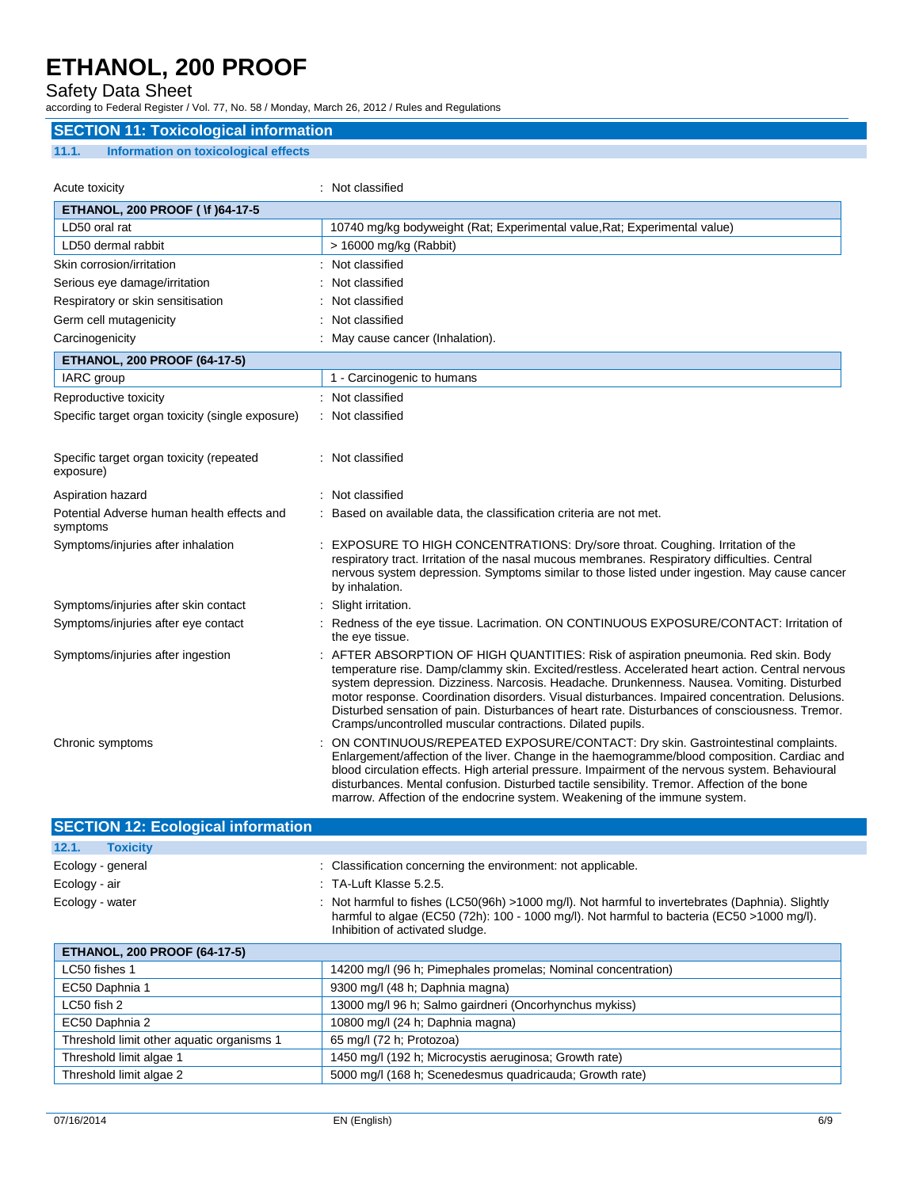## SECTION 11: Toxicological information

### 11.1. Information on toxicological effects

Acute toxicity : Not classified

| ETHANOL, 200 PROOF ( \f )64-17-5 | |
|---|---|
| LD50 oral rat | 10740 mg/kg bodyweight (Rat; Experimental value,Rat; Experimental value) |
| LD50 dermal rabbit | > 16000 mg/kg (Rabbit) |

Skin corrosion/irritation : Not classified

Serious eye damage/irritation : Not classified

Respiratory or skin sensitisation : Not classified

Germ cell mutagenicity : Not classified

Carcinogenicity : May cause cancer (Inhalation).

| ETHANOL, 200 PROOF (64-17-5) | |
|---|---|
| IARC group | 1 - Carcinogenic to humans |

Reproductive toxicity : Not classified

Specific target organ toxicity (single exposure) : Not classified

Specific target organ toxicity (repeated exposure) : Not classified

Aspiration hazard : Not classified

Potential Adverse human health effects and symptoms : Based on available data, the classification criteria are not met.

Symptoms/injuries after inhalation : EXPOSURE TO HIGH CONCENTRATIONS: Dry/sore throat. Coughing. Irritation of the respiratory tract. Irritation of the nasal mucous membranes. Respiratory difficulties. Central nervous system depression. Symptoms similar to those listed under ingestion. May cause cancer by inhalation.

Symptoms/injuries after skin contact : Slight irritation.

Symptoms/injuries after eye contact : Redness of the eye tissue. Lacrimation. ON CONTINUOUS EXPOSURE/CONTACT: Irritation of the eye tissue.

Symptoms/injuries after ingestion : AFTER ABSORPTION OF HIGH QUANTITIES: Risk of aspiration pneumonia. Red skin. Body temperature rise. Damp/clammy skin. Excited/restless. Accelerated heart action. Central nervous system depression. Dizziness. Narcosis. Headache. Drunkenness. Nausea. Vomiting. Disturbed motor response. Coordination disorders. Visual disturbances. Impaired concentration. Delusions. Disturbed sensation of pain. Disturbances of heart rate. Disturbances of consciousness. Tremor. Cramps/uncontrolled muscular contractions. Dilated pupils.

Chronic symptoms : ON CONTINUOUS/REPEATED EXPOSURE/CONTACT: Dry skin. Gastrointestinal complaints. Enlargement/affection of the liver. Change in the haemogramme/blood composition. Cardiac and blood circulation effects. High arterial pressure. Impairment of the nervous system. Behavioural disturbances. Mental confusion. Disturbed tactile sensibility. Tremor. Affection of the bone marrow. Affection of the endocrine system. Weakening of the immune system.

## SECTION 12: Ecological information

### 12.1. Toxicity

Ecology - general : Classification concerning the environment: not applicable.

Ecology - air : TA-Luft Klasse 5.2.5.

Ecology - water : Not harmful to fishes (LC50(96h) >1000 mg/l). Not harmful to invertebrates (Daphnia). Slightly harmful to algae (EC50 (72h): 100 - 1000 mg/l). Not harmful to bacteria (EC50 >1000 mg/l). Inhibition of activated sludge.

| ETHANOL, 200 PROOF (64-17-5) | |
|---|---|
| LC50 fishes 1 | 14200 mg/l (96 h; Pimephales promelas; Nominal concentration) |
| EC50 Daphnia 1 | 9300 mg/l (48 h; Daphnia magna) |
| LC50 fish 2 | 13000 mg/l 96 h; Salmo gairdneri (Oncorhynchus mykiss) |
| EC50 Daphnia 2 | 10800 mg/l (24 h; Daphnia magna) |
| Threshold limit other aquatic organisms 1 | 65 mg/l (72 h; Protozoa) |
| Threshold limit algae 1 | 1450 mg/l (192 h; Microcystis aeruginosa; Growth rate) |
| Threshold limit algae 2 | 5000 mg/l (168 h; Scenedesmus quadricauda; Growth rate) |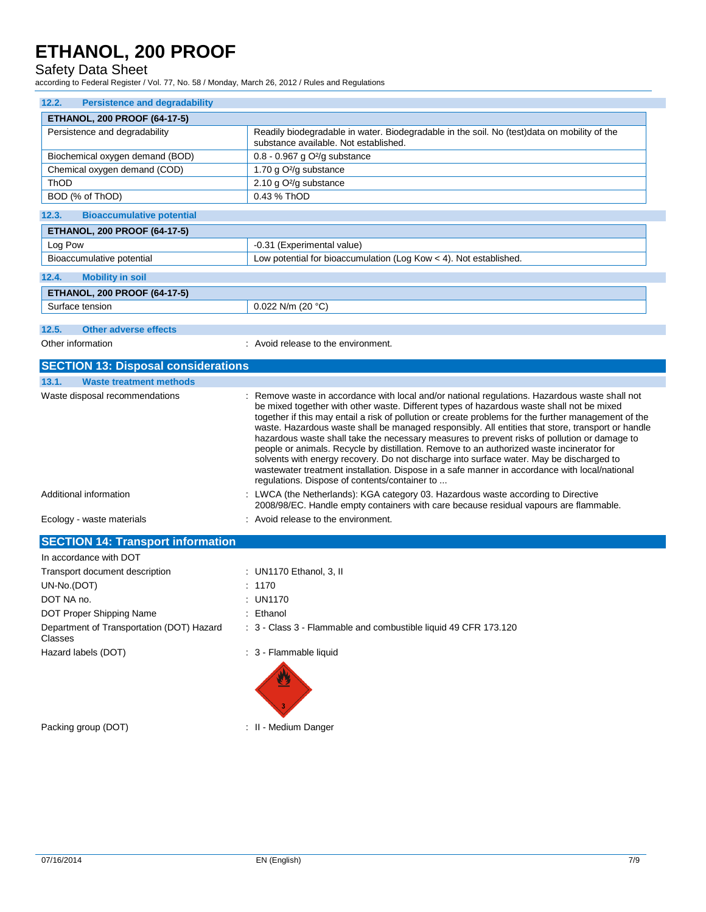### 12.2. Persistence and degradability

| ETHANOL, 200 PROOF (64-17-5) | |
|---|---|
| Persistence and degradability | Readily biodegradable in water. Biodegradable in the soil. No (test)data on mobility of the substance available. Not established. |
| Biochemical oxygen demand (BOD) | 0.8 - 0.967 g $O^2$/g substance |
| Chemical oxygen demand (COD) | 1.70 g $O^2$/g substance |
| ThOD | 2.10 g $O^2$/g substance |
| BOD (% of ThOD) | 0.43 % ThOD |

### 12.3. Bioaccumulative potential

| ETHANOL, 200 PROOF (64-17-5) | |
|---|---|
| Log Pow | -0.31 (Experimental value) |
| Bioaccumulative potential | Low potential for bioaccumulation (Log Kow < 4). Not established. |

### 12.4. Mobility in soil

| ETHANOL, 200 PROOF (64-17-5) | |
|---|---|
| Surface tension | 0.022 N/m (20 °C) |

### 12.5. Other adverse effects

Other information : Avoid release to the environment.

## SECTION 13: Disposal considerations

### 13.1. Waste treatment methods

Waste disposal recommendations : Remove waste in accordance with local and/or national regulations. Hazardous waste shall not be mixed together with other waste. Different types of hazardous waste shall not be mixed together if this may entail a risk of pollution or create problems for the further management of the waste. Hazardous waste shall be managed responsibly. All entities that store, transport or handle hazardous waste shall take the necessary measures to prevent risks of pollution or damage to people or animals. Recycle by distillation. Remove to an authorized waste incinerator for solvents with energy recovery. Do not discharge into surface water. May be discharged to wastewater treatment installation. Dispose in a safe manner in accordance with local/national regulations. Dispose of contents/container to ...

Additional information : LWCA (the Netherlands): KGA category 03. Hazardous waste according to Directive 2008/98/EC. Handle empty containers with care because residual vapours are flammable.

Ecology - waste materials : Avoid release to the environment.

## SECTION 14: Transport information

In accordance with DOT

Transport document description : UN1170 Ethanol, 3, II

UN-No.(DOT) : 1170

DOT NA no. : UN1170

DOT Proper Shipping Name : Ethanol

Department of Transportation (DOT) Hazard Classes : 3 - Class 3 - Flammable and combustible liquid 49 CFR 173.120

Hazard labels (DOT) : 3 - Flammable liquid

Packing group (DOT) : II - Medium Danger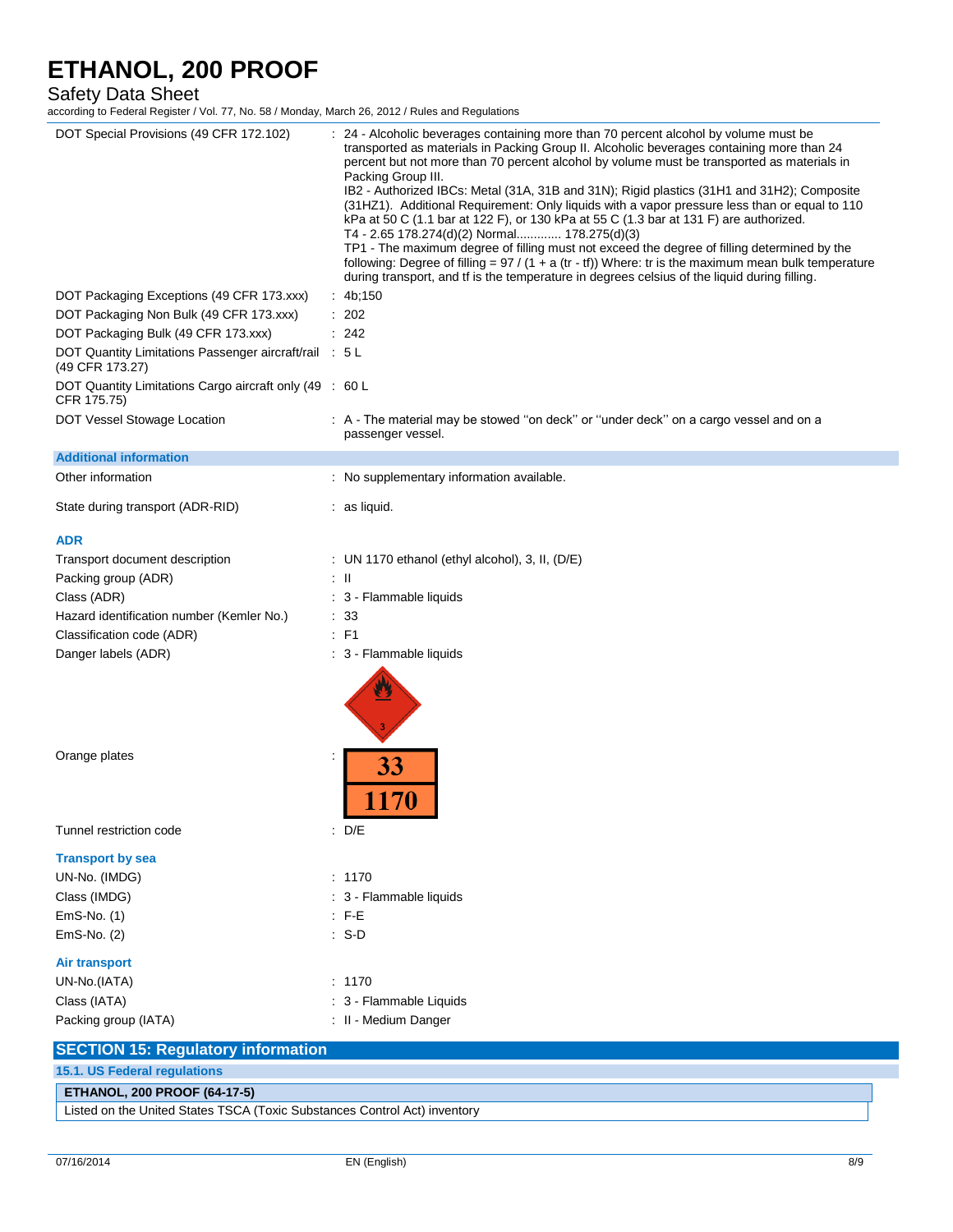DOT Special Provisions (49 CFR 172.102) : 24 - Alcoholic beverages containing more than 70 percent alcohol by volume must be transported as materials in Packing Group II. Alcoholic beverages containing more than 24 percent but not more than 70 percent alcohol by volume must be transported as materials in Packing Group III.
IB2 - Authorized IBCs: Metal (31A, 31B and 31N); Rigid plastics (31H1 and 31H2); Composite (31HZ1). Additional Requirement: Only liquids with a vapor pressure less than or equal to 110 kPa at 50 C (1.1 bar at 122 F), or 130 kPa at 55 C (1.3 bar at 131 F) are authorized.
T4 - 2.65 178.274(d)(2) Normal............ 178.275(d)(3)
TP1 - The maximum degree of filling must not exceed the degree of filling determined by the following: Degree of filling = 97 / (1 + a (tr - tf)) Where: tr is the maximum mean bulk temperature during transport, and tf is the temperature in degrees celsius of the liquid during filling.

DOT Packaging Exceptions (49 CFR 173.xxx) : 4b;150

DOT Packaging Non Bulk (49 CFR 173.xxx) : 202

DOT Packaging Bulk (49 CFR 173.xxx) : 242

DOT Quantity Limitations Passenger aircraft/rail (49 CFR 173.27) : 5 L

DOT Quantity Limitations Cargo aircraft only (49 CFR 175.75) : 60 L

DOT Vessel Stowage Location : A - The material may be stowed ''on deck'' or ''under deck'' on a cargo vessel and on a passenger vessel.

**Additional information**

Other information : No supplementary information available.

State during transport (ADR-RID) : as liquid.

**ADR**

Transport document description : UN 1170 ethanol (ethyl alcohol), 3, II, (D/E)

Packing group (ADR) : II

Class (ADR) : 3 - Flammable liquids

Hazard identification number (Kemler No.) : 33

Classification code (ADR) : F1

Danger labels (ADR) : 3 - Flammable liquids

Orange plates : 33 / 1170

Tunnel restriction code : D/E

**Transport by sea**

UN-No. (IMDG) : 1170

Class (IMDG) : 3 - Flammable liquids

EmS-No. (1) : F-E

EmS-No. (2) : S-D

**Air transport**

UN-No.(IATA) : 1170

Class (IATA) : 3 - Flammable Liquids

Packing group (IATA) : II - Medium Danger

## SECTION 15: Regulatory information

### 15.1. US Federal regulations

| ETHANOL, 200 PROOF (64-17-5) |
|---|
| Listed on the United States TSCA (Toxic Substances Control Act) inventory |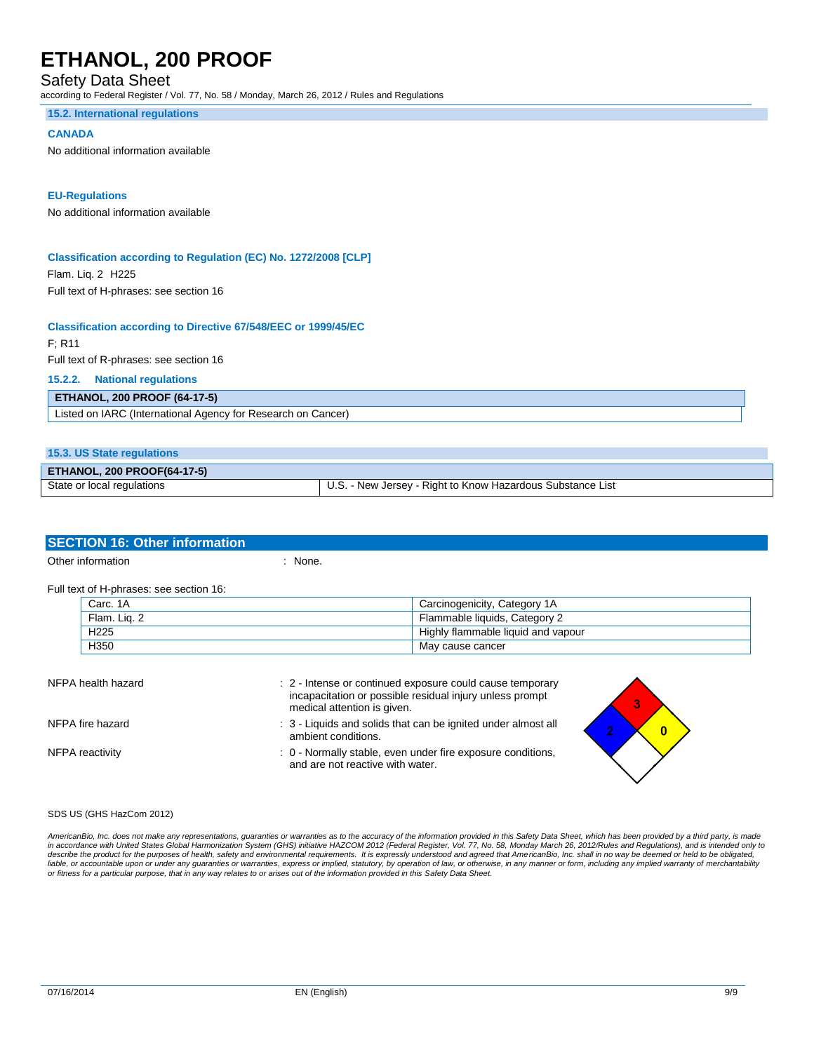## 15.2. International regulations

**CANADA**

No additional information available

**EU-Regulations**

No additional information available

**Classification according to Regulation (EC) No. 1272/2008 [CLP]**

Flam. Liq. 2 H225

Full text of H-phrases: see section 16

**Classification according to Directive 67/548/EEC or 1999/45/EC**

F; R11

Full text of R-phrases: see section 16

**15.2.2. National regulations**

| **ETHANOL, 200 PROOF (64-17-5)** |
|---|
| Listed on IARC (International Agency for Research on Cancer) |

## 15.3. US State regulations

| **ETHANOL, 200 PROOF(64-17-5)** | |
|---|---|
| State or local regulations | U.S. - New Jersey - Right to Know Hazardous Substance List |

## SECTION 16: Other information

Other information : None.

Full text of H-phrases: see section 16:

| | |
|---|---|
| Carc. 1A | Carcinogenicity, Category 1A |
| Flam. Liq. 2 | Flammable liquids, Category 2 |
| H225 | Highly flammable liquid and vapour |
| H350 | May cause cancer |

NFPA health hazard : 2 - Intense or continued exposure could cause temporary incapacitation or possible residual injury unless prompt medical attention is given.

NFPA fire hazard : 3 - Liquids and solids that can be ignited under almost all ambient conditions.

NFPA reactivity : 0 - Normally stable, even under fire exposure conditions, and are not reactive with water.

3

2

0

SDS US (GHS HazCom 2012)

*AmericanBio, Inc. does not make any representations, guaranties or warranties as to the accuracy of the information provided in this Safety Data Sheet, which has been provided by a third party, is made in accordance with United States Global Harmonization System (GHS) initiative HAZCOM 2012 (Federal Register, Vol. 77, No. 58, Monday March 26, 2012/Rules and Regulations), and is intended only to describe the product for the purposes of health, safety and environmental requirements. It is expressly understood and agreed that AmericanBio, Inc. shall in no way be deemed or held to be obligated, liable, or accountable upon or under any guaranties or warranties, express or implied, statutory, by operation of law, or otherwise, in any manner or form, including any implied warranty of merchantability or fitness for a particular purpose, that in any way relates to or arises out of the information provided in this Safety Data Sheet.*